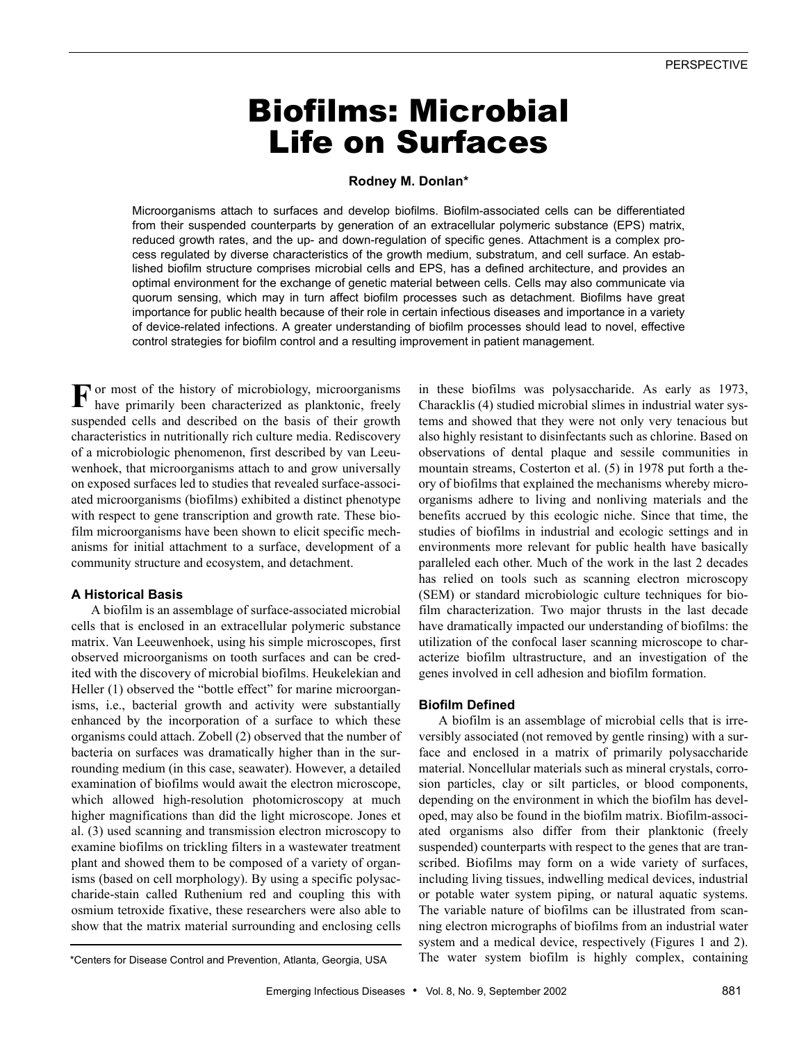PERSPECTIVE

# Biofilms: Microbial Life on Surfaces

**Rodney M. Donlan***

Microorganisms attach to surfaces and develop biofilms. Biofilm-associated cells can be differentiated from their suspended counterparts by generation of an extracellular polymeric substance (EPS) matrix, reduced growth rates, and the up- and down-regulation of specific genes. Attachment is a complex process regulated by diverse characteristics of the growth medium, substratum, and cell surface. An established biofilm structure comprises microbial cells and EPS, has a defined architecture, and provides an optimal environment for the exchange of genetic material between cells. Cells may also communicate via quorum sensing, which may in turn affect biofilm processes such as detachment. Biofilms have great importance for public health because of their role in certain infectious diseases and importance in a variety of device-related infections. A greater understanding of biofilm processes should lead to novel, effective control strategies for biofilm control and a resulting improvement in patient management.

For most of the history of microbiology, microorganisms have primarily been characterized as planktonic, freely suspended cells and described on the basis of their growth characteristics in nutritionally rich culture media. Rediscovery of a microbiologic phenomenon, first described by van Leeuwenhoek, that microorganisms attach to and grow universally on exposed surfaces led to studies that revealed surface-associated microorganisms (biofilms) exhibited a distinct phenotype with respect to gene transcription and growth rate. These biofilm microorganisms have been shown to elicit specific mechanisms for initial attachment to a surface, development of a community structure and ecosystem, and detachment.

## A Historical Basis

A biofilm is an assemblage of surface-associated microbial cells that is enclosed in an extracellular polymeric substance matrix. Van Leeuwenhoek, using his simple microscopes, first observed microorganisms on tooth surfaces and can be credited with the discovery of microbial biofilms. Heukelekian and Heller (1) observed the "bottle effect" for marine microorganisms, i.e., bacterial growth and activity were substantially enhanced by the incorporation of a surface to which these organisms could attach. Zobell (2) observed that the number of bacteria on surfaces was dramatically higher than in the surrounding medium (in this case, seawater). However, a detailed examination of biofilms would await the electron microscope, which allowed high-resolution photomicroscopy at much higher magnifications than did the light microscope. Jones et al. (3) used scanning and transmission electron microscopy to examine biofilms on trickling filters in a wastewater treatment plant and showed them to be composed of a variety of organisms (based on cell morphology). By using a specific polysaccharide-stain called Ruthenium red and coupling this with osmium tetroxide fixative, these researchers were also able to show that the matrix material surrounding and enclosing cells in these biofilms was polysaccharide. As early as 1973, Characklis (4) studied microbial slimes in industrial water systems and showed that they were not only very tenacious but also highly resistant to disinfectants such as chlorine. Based on observations of dental plaque and sessile communities in mountain streams, Costerton et al. (5) in 1978 put forth a theory of biofilms that explained the mechanisms whereby microorganisms adhere to living and nonliving materials and the benefits accrued by this ecologic niche. Since that time, the studies of biofilms in industrial and ecologic settings and in environments more relevant for public health have basically paralleled each other. Much of the work in the last 2 decades has relied on tools such as scanning electron microscopy (SEM) or standard microbiologic culture techniques for biofilm characterization. Two major thrusts in the last decade have dramatically impacted our understanding of biofilms: the utilization of the confocal laser scanning microscope to characterize biofilm ultrastructure, and an investigation of the genes involved in cell adhesion and biofilm formation.

## Biofilm Defined

A biofilm is an assemblage of microbial cells that is irreversibly associated (not removed by gentle rinsing) with a surface and enclosed in a matrix of primarily polysaccharide material. Noncellular materials such as mineral crystals, corrosion particles, clay or silt particles, or blood components, depending on the environment in which the biofilm has developed, may also be found in the biofilm matrix. Biofilm-associated organisms also differ from their planktonic (freely suspended) counterparts with respect to the genes that are transcribed. Biofilms may form on a wide variety of surfaces, including living tissues, indwelling medical devices, industrial or potable water system piping, or natural aquatic systems. The variable nature of biofilms can be illustrated from scanning electron micrographs of biofilms from an industrial water system and a medical device, respectively (Figures 1 and 2). The water system biofilm is highly complex, containing

*Centers for Disease Control and Prevention, Atlanta, Georgia, USA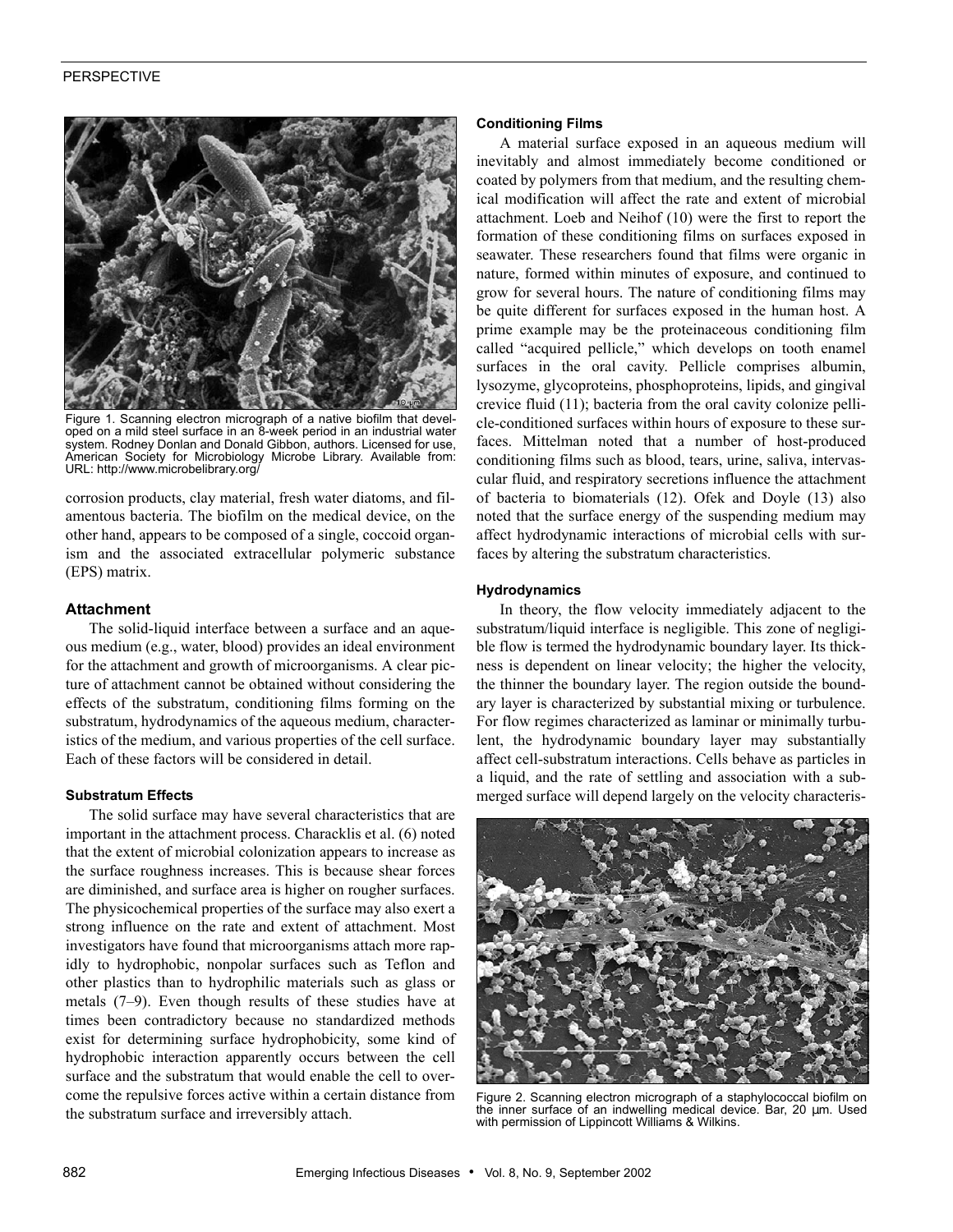Figure 1. Scanning electron micrograph of a native biofilm that developed on a mild steel surface in an 8-week period in an industrial water system. Rodney Donlan and Donald Gibbon, authors. Licensed for use, American Society for Microbiology Microbe Library. Available from: URL: http://www.microbelibrary.org/

corrosion products, clay material, fresh water diatoms, and filamentous bacteria. The biofilm on the medical device, on the other hand, appears to be composed of a single, coccoid organism and the associated extracellular polymeric substance (EPS) matrix.

## Attachment

The solid-liquid interface between a surface and an aqueous medium (e.g., water, blood) provides an ideal environment for the attachment and growth of microorganisms. A clear picture of attachment cannot be obtained without considering the effects of the substratum, conditioning films forming on the substratum, hydrodynamics of the aqueous medium, characteristics of the medium, and various properties of the cell surface. Each of these factors will be considered in detail.

### Substratum Effects

The solid surface may have several characteristics that are important in the attachment process. Characklis et al. (6) noted that the extent of microbial colonization appears to increase as the surface roughness increases. This is because shear forces are diminished, and surface area is higher on rougher surfaces. The physicochemical properties of the surface may also exert a strong influence on the rate and extent of attachment. Most investigators have found that microorganisms attach more rapidly to hydrophobic, nonpolar surfaces such as Teflon and other plastics than to hydrophilic materials such as glass or metals (7–9). Even though results of these studies have at times been contradictory because no standardized methods exist for determining surface hydrophobicity, some kind of hydrophobic interaction apparently occurs between the cell surface and the substratum that would enable the cell to overcome the repulsive forces active within a certain distance from the substratum surface and irreversibly attach.

### Conditioning Films

A material surface exposed in an aqueous medium will inevitably and almost immediately become conditioned or coated by polymers from that medium, and the resulting chemical modification will affect the rate and extent of microbial attachment. Loeb and Neihof (10) were the first to report the formation of these conditioning films on surfaces exposed in seawater. These researchers found that films were organic in nature, formed within minutes of exposure, and continued to grow for several hours. The nature of conditioning films may be quite different for surfaces exposed in the human host. A prime example may be the proteinaceous conditioning film called "acquired pellicle," which develops on tooth enamel surfaces in the oral cavity. Pellicle comprises albumin, lysozyme, glycoproteins, phosphoproteins, lipids, and gingival crevice fluid (11); bacteria from the oral cavity colonize pellicle-conditioned surfaces within hours of exposure to these surfaces. Mittelman noted that a number of host-produced conditioning films such as blood, tears, urine, saliva, intervascular fluid, and respiratory secretions influence the attachment of bacteria to biomaterials (12). Ofek and Doyle (13) also noted that the surface energy of the suspending medium may affect hydrodynamic interactions of microbial cells with surfaces by altering the substratum characteristics.

### Hydrodynamics

In theory, the flow velocity immediately adjacent to the substratum/liquid interface is negligible. This zone of negligible flow is termed the hydrodynamic boundary layer. Its thickness is dependent on linear velocity; the higher the velocity, the thinner the boundary layer. The region outside the boundary layer is characterized by substantial mixing or turbulence. For flow regimes characterized as laminar or minimally turbulent, the hydrodynamic boundary layer may substantially affect cell-substratum interactions. Cells behave as particles in a liquid, and the rate of settling and association with a submerged surface will depend largely on the velocity characteris-

Figure 2. Scanning electron micrograph of a staphylococcal biofilm on the inner surface of an indwelling medical device. Bar, 20 µm. Used with permission of Lippincott Williams & Wilkins.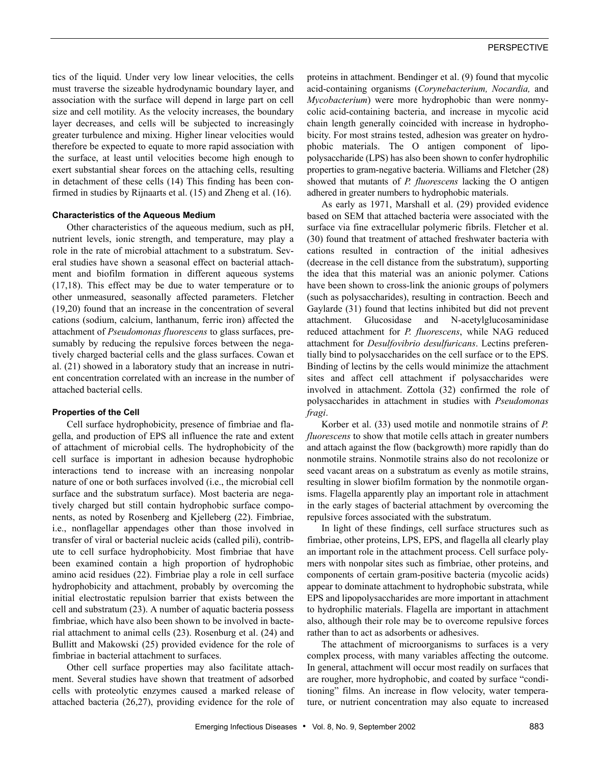tics of the liquid. Under very low linear velocities, the cells must traverse the sizeable hydrodynamic boundary layer, and association with the surface will depend in large part on cell size and cell motility. As the velocity increases, the boundary layer decreases, and cells will be subjected to increasingly greater turbulence and mixing. Higher linear velocities would therefore be expected to equate to more rapid association with the surface, at least until velocities become high enough to exert substantial shear forces on the attaching cells, resulting in detachment of these cells (14) This finding has been confirmed in studies by Rijnaarts et al. (15) and Zheng et al. (16).

#### Characteristics of the Aqueous Medium

Other characteristics of the aqueous medium, such as pH, nutrient levels, ionic strength, and temperature, may play a role in the rate of microbial attachment to a substratum. Several studies have shown a seasonal effect on bacterial attachment and biofilm formation in different aqueous systems (17,18). This effect may be due to water temperature or to other unmeasured, seasonally affected parameters. Fletcher (19,20) found that an increase in the concentration of several cations (sodium, calcium, lanthanum, ferric iron) affected the attachment of *Pseudomonas fluorescens* to glass surfaces, presumably by reducing the repulsive forces between the negatively charged bacterial cells and the glass surfaces. Cowan et al. (21) showed in a laboratory study that an increase in nutrient concentration correlated with an increase in the number of attached bacterial cells.

#### Properties of the Cell

Cell surface hydrophobicity, presence of fimbriae and flagella, and production of EPS all influence the rate and extent of attachment of microbial cells. The hydrophobicity of the cell surface is important in adhesion because hydrophobic interactions tend to increase with an increasing nonpolar nature of one or both surfaces involved (i.e., the microbial cell surface and the substratum surface). Most bacteria are negatively charged but still contain hydrophobic surface components, as noted by Rosenberg and Kjelleberg (22). Fimbriae, i.e., nonflagellar appendages other than those involved in transfer of viral or bacterial nucleic acids (called pili), contribute to cell surface hydrophobicity. Most fimbriae that have been examined contain a high proportion of hydrophobic amino acid residues (22). Fimbriae play a role in cell surface hydrophobicity and attachment, probably by overcoming the initial electrostatic repulsion barrier that exists between the cell and substratum (23). A number of aquatic bacteria possess fimbriae, which have also been shown to be involved in bacterial attachment to animal cells (23). Rosenburg et al. (24) and Bullitt and Makowski (25) provided evidence for the role of fimbriae in bacterial attachment to surfaces.

Other cell surface properties may also facilitate attachment. Several studies have shown that treatment of adsorbed cells with proteolytic enzymes caused a marked release of attached bacteria (26,27), providing evidence for the role of proteins in attachment. Bendinger et al. (9) found that mycolic acid-containing organisms (*Corynebacterium, Nocardia,* and *Mycobacterium*) were more hydrophobic than were nonmycolic acid-containing bacteria, and increase in mycolic acid chain length generally coincided with increase in hydrophobicity. For most strains tested, adhesion was greater on hydrophobic materials. The O antigen component of lipopolysaccharide (LPS) has also been shown to confer hydrophilic properties to gram-negative bacteria. Williams and Fletcher (28) showed that mutants of *P. fluorescens* lacking the O antigen adhered in greater numbers to hydrophobic materials.

As early as 1971, Marshall et al. (29) provided evidence based on SEM that attached bacteria were associated with the surface via fine extracellular polymeric fibrils. Fletcher et al. (30) found that treatment of attached freshwater bacteria with cations resulted in contraction of the initial adhesives (decrease in the cell distance from the substratum), supporting the idea that this material was an anionic polymer. Cations have been shown to cross-link the anionic groups of polymers (such as polysaccharides), resulting in contraction. Beech and Gaylarde (31) found that lectins inhibited but did not prevent attachment. Glucosidase and N-acetylglucosaminidase reduced attachment for *P. fluorescens*, while NAG reduced attachment for *Desulfovibrio desulfuricans*. Lectins preferentially bind to polysaccharides on the cell surface or to the EPS. Binding of lectins by the cells would minimize the attachment sites and affect cell attachment if polysaccharides were involved in attachment. Zottola (32) confirmed the role of polysaccharides in attachment in studies with *Pseudomonas fragi*.

Korber et al. (33) used motile and nonmotile strains of *P. fluorescens* to show that motile cells attach in greater numbers and attach against the flow (backgrowth) more rapidly than do nonmotile strains. Nonmotile strains also do not recolonize or seed vacant areas on a substratum as evenly as motile strains, resulting in slower biofilm formation by the nonmotile organisms. Flagella apparently play an important role in attachment in the early stages of bacterial attachment by overcoming the repulsive forces associated with the substratum.

In light of these findings, cell surface structures such as fimbriae, other proteins, LPS, EPS, and flagella all clearly play an important role in the attachment process. Cell surface polymers with nonpolar sites such as fimbriae, other proteins, and components of certain gram-positive bacteria (mycolic acids) appear to dominate attachment to hydrophobic substrata, while EPS and lipopolysaccharides are more important in attachment to hydrophilic materials. Flagella are important in attachment also, although their role may be to overcome repulsive forces rather than to act as adsorbents or adhesives.

The attachment of microorganisms to surfaces is a very complex process, with many variables affecting the outcome. In general, attachment will occur most readily on surfaces that are rougher, more hydrophobic, and coated by surface "conditioning" films. An increase in flow velocity, water temperature, or nutrient concentration may also equate to increased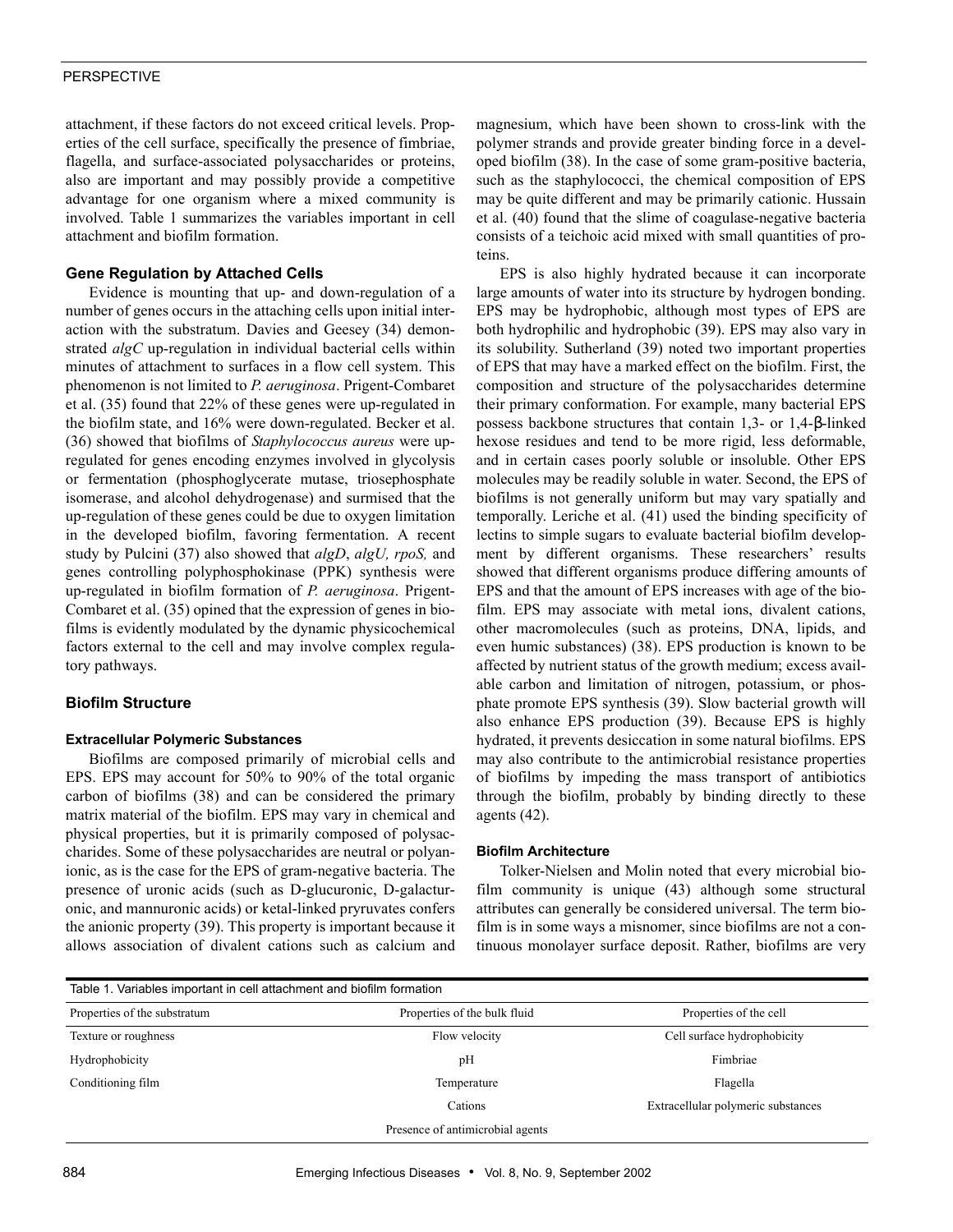attachment, if these factors do not exceed critical levels. Properties of the cell surface, specifically the presence of fimbriae, flagella, and surface-associated polysaccharides or proteins, also are important and may possibly provide a competitive advantage for one organism where a mixed community is involved. Table 1 summarizes the variables important in cell attachment and biofilm formation.

### Gene Regulation by Attached Cells

Evidence is mounting that up- and down-regulation of a number of genes occurs in the attaching cells upon initial interaction with the substratum. Davies and Geesey (34) demonstrated *algC* up-regulation in individual bacterial cells within minutes of attachment to surfaces in a flow cell system. This phenomenon is not limited to *P. aeruginosa*. Prigent-Combaret et al. (35) found that 22% of these genes were up-regulated in the biofilm state, and 16% were down-regulated. Becker et al. (36) showed that biofilms of *Staphylococcus aureus* were up-regulated for genes encoding enzymes involved in glycolysis or fermentation (phosphoglycerate mutase, triosephosphate isomerase, and alcohol dehydrogenase) and surmised that the up-regulation of these genes could be due to oxygen limitation in the developed biofilm, favoring fermentation. A recent study by Pulcini (37) also showed that *algD*, *algU, rpoS,* and genes controlling polyphosphokinase (PPK) synthesis were up-regulated in biofilm formation of *P. aeruginosa*. Prigent-Combaret et al. (35) opined that the expression of genes in biofilms is evidently modulated by the dynamic physicochemical factors external to the cell and may involve complex regulatory pathways.

## Biofilm Structure

### Extracellular Polymeric Substances

Biofilms are composed primarily of microbial cells and EPS. EPS may account for 50% to 90% of the total organic carbon of biofilms (38) and can be considered the primary matrix material of the biofilm. EPS may vary in chemical and physical properties, but it is primarily composed of polysaccharides. Some of these polysaccharides are neutral or polyanionic, as is the case for the EPS of gram-negative bacteria. The presence of uronic acids (such as D-glucuronic, D-galacturonic, and mannuronic acids) or ketal-linked pryruvates confers the anionic property (39). This property is important because it allows association of divalent cations such as calcium and magnesium, which have been shown to cross-link with the polymer strands and provide greater binding force in a developed biofilm (38). In the case of some gram-positive bacteria, such as the staphylococci, the chemical composition of EPS may be quite different and may be primarily cationic. Hussain et al. (40) found that the slime of coagulase-negative bacteria consists of a teichoic acid mixed with small quantities of proteins.

EPS is also highly hydrated because it can incorporate large amounts of water into its structure by hydrogen bonding. EPS may be hydrophobic, although most types of EPS are both hydrophilic and hydrophobic (39). EPS may also vary in its solubility. Sutherland (39) noted two important properties of EPS that may have a marked effect on the biofilm. First, the composition and structure of the polysaccharides determine their primary conformation. For example, many bacterial EPS possess backbone structures that contain 1,3- or 1,4-β-linked hexose residues and tend to be more rigid, less deformable, and in certain cases poorly soluble or insoluble. Other EPS molecules may be readily soluble in water. Second, the EPS of biofilms is not generally uniform but may vary spatially and temporally. Leriche et al. (41) used the binding specificity of lectins to simple sugars to evaluate bacterial biofilm development by different organisms. These researchers' results showed that different organisms produce differing amounts of EPS and that the amount of EPS increases with age of the biofilm. EPS may associate with metal ions, divalent cations, other macromolecules (such as proteins, DNA, lipids, and even humic substances) (38). EPS production is known to be affected by nutrient status of the growth medium; excess available carbon and limitation of nitrogen, potassium, or phosphate promote EPS synthesis (39). Slow bacterial growth will also enhance EPS production (39). Because EPS is highly hydrated, it prevents desiccation in some natural biofilms. EPS may also contribute to the antimicrobial resistance properties of biofilms by impeding the mass transport of antibiotics through the biofilm, probably by binding directly to these agents (42).

### Biofilm Architecture

Tolker-Nielsen and Molin noted that every microbial biofilm community is unique (43) although some structural attributes can generally be considered universal. The term biofilm is in some ways a misnomer, since biofilms are not a continuous monolayer surface deposit. Rather, biofilms are very

Table 1. Variables important in cell attachment and biofilm formation

| Properties of the substratum | Properties of the bulk fluid | Properties of the cell |
|---|---|---|
| Texture or roughness | Flow velocity | Cell surface hydrophobicity |
| Hydrophobicity | pH | Fimbriae |
| Conditioning film | Temperature | Flagella |
| | Cations | Extracellular polymeric substances |
| | Presence of antimicrobial agents | |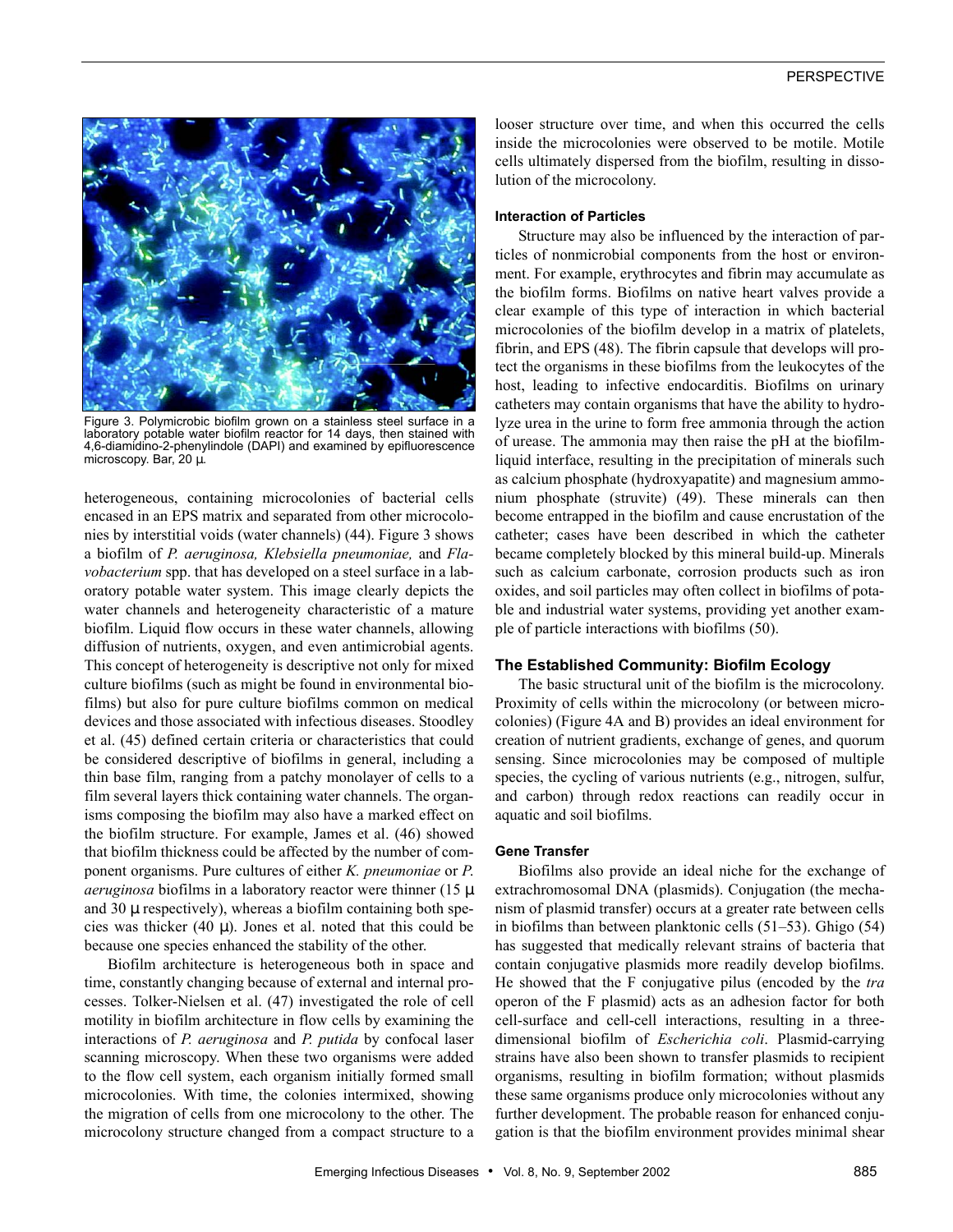Figure 3. Polymicrobic biofilm grown on a stainless steel surface in a laboratory potable water biofilm reactor for 14 days, then stained with 4,6-diamidino-2-phenylindole (DAPI) and examined by epifluorescence microscopy. Bar, 20 µ.

heterogeneous, containing microcolonies of bacterial cells encased in an EPS matrix and separated from other microcolonies by interstitial voids (water channels) (44). Figure 3 shows a biofilm of *P. aeruginosa, Klebsiella pneumoniae,* and *Flavobacterium* spp. that has developed on a steel surface in a laboratory potable water system. This image clearly depicts the water channels and heterogeneity characteristic of a mature biofilm. Liquid flow occurs in these water channels, allowing diffusion of nutrients, oxygen, and even antimicrobial agents. This concept of heterogeneity is descriptive not only for mixed culture biofilms (such as might be found in environmental biofilms) but also for pure culture biofilms common on medical devices and those associated with infectious diseases. Stoodley et al. (45) defined certain criteria or characteristics that could be considered descriptive of biofilms in general, including a thin base film, ranging from a patchy monolayer of cells to a film several layers thick containing water channels. The organisms composing the biofilm may also have a marked effect on the biofilm structure. For example, James et al. (46) showed that biofilm thickness could be affected by the number of component organisms. Pure cultures of either *K. pneumoniae* or *P. aeruginosa* biofilms in a laboratory reactor were thinner (15 µ and 30 µ respectively), whereas a biofilm containing both species was thicker (40 µ). Jones et al. noted that this could be because one species enhanced the stability of the other.

Biofilm architecture is heterogeneous both in space and time, constantly changing because of external and internal processes. Tolker-Nielsen et al. (47) investigated the role of cell motility in biofilm architecture in flow cells by examining the interactions of *P. aeruginosa* and *P. putida* by confocal laser scanning microscopy. When these two organisms were added to the flow cell system, each organism initially formed small microcolonies. With time, the colonies intermixed, showing the migration of cells from one microcolony to the other. The microcolony structure changed from a compact structure to a looser structure over time, and when this occurred the cells inside the microcolonies were observed to be motile. Motile cells ultimately dispersed from the biofilm, resulting in dissolution of the microcolony.

#### Interaction of Particles

Structure may also be influenced by the interaction of particles of nonmicrobial components from the host or environment. For example, erythrocytes and fibrin may accumulate as the biofilm forms. Biofilms on native heart valves provide a clear example of this type of interaction in which bacterial microcolonies of the biofilm develop in a matrix of platelets, fibrin, and EPS (48). The fibrin capsule that develops will protect the organisms in these biofilms from the leukocytes of the host, leading to infective endocarditis. Biofilms on urinary catheters may contain organisms that have the ability to hydrolyze urea in the urine to form free ammonia through the action of urease. The ammonia may then raise the pH at the biofilm-liquid interface, resulting in the precipitation of minerals such as calcium phosphate (hydroxyapatite) and magnesium ammonium phosphate (struvite) (49). These minerals can then become entrapped in the biofilm and cause encrustation of the catheter; cases have been described in which the catheter became completely blocked by this mineral build-up. Minerals such as calcium carbonate, corrosion products such as iron oxides, and soil particles may often collect in biofilms of potable and industrial water systems, providing yet another example of particle interactions with biofilms (50).

### The Established Community: Biofilm Ecology

The basic structural unit of the biofilm is the microcolony. Proximity of cells within the microcolony (or between microcolonies) (Figure 4A and B) provides an ideal environment for creation of nutrient gradients, exchange of genes, and quorum sensing. Since microcolonies may be composed of multiple species, the cycling of various nutrients (e.g., nitrogen, sulfur, and carbon) through redox reactions can readily occur in aquatic and soil biofilms.

#### Gene Transfer

Biofilms also provide an ideal niche for the exchange of extrachromosomal DNA (plasmids). Conjugation (the mechanism of plasmid transfer) occurs at a greater rate between cells in biofilms than between planktonic cells (51–53). Ghigo (54) has suggested that medically relevant strains of bacteria that contain conjugative plasmids more readily develop biofilms. He showed that the F conjugative pilus (encoded by the *tra* operon of the F plasmid) acts as an adhesion factor for both cell-surface and cell-cell interactions, resulting in a three-dimensional biofilm of *Escherichia coli*. Plasmid-carrying strains have also been shown to transfer plasmids to recipient organisms, resulting in biofilm formation; without plasmids these same organisms produce only microcolonies without any further development. The probable reason for enhanced conjugation is that the biofilm environment provides minimal shear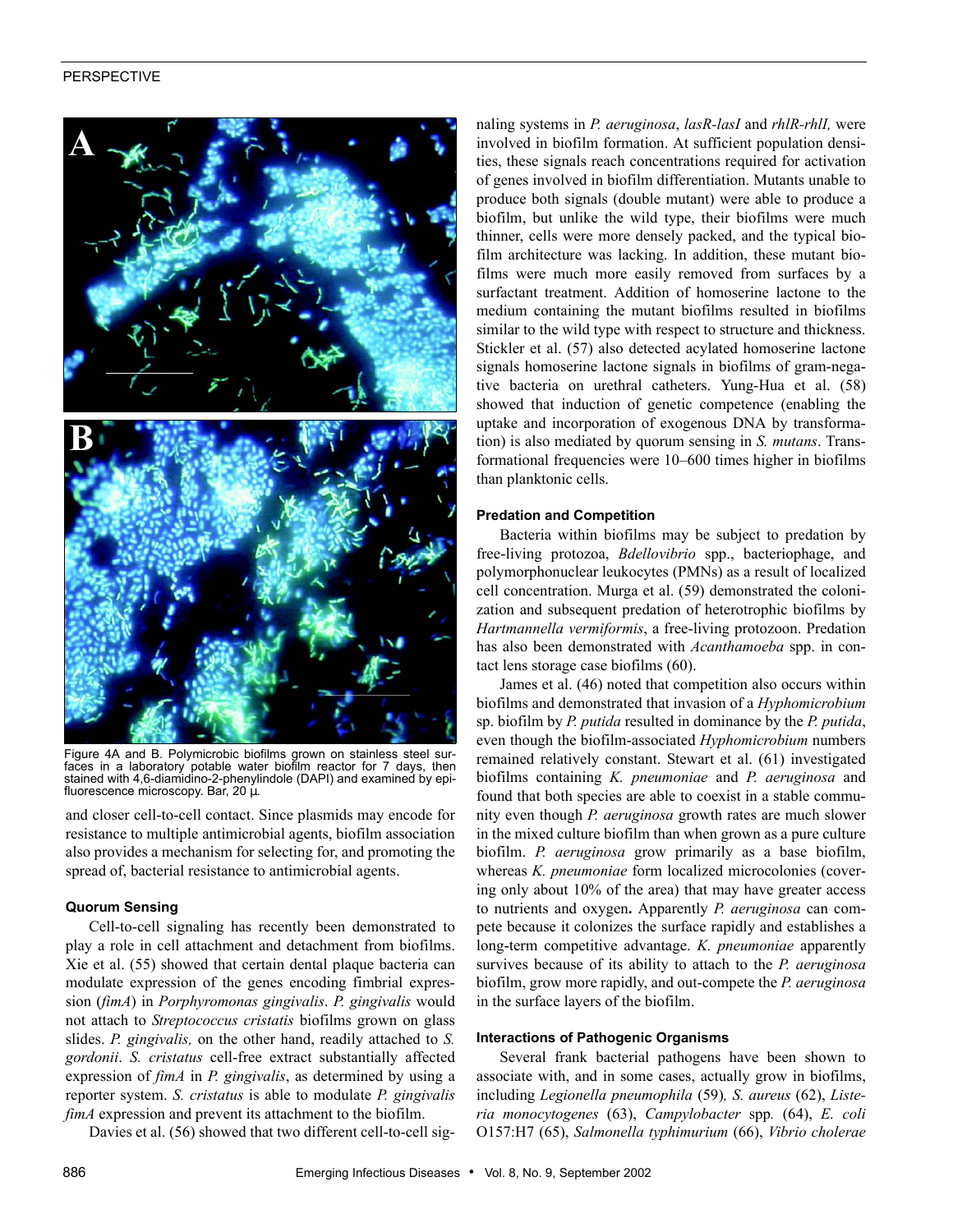Figure 4A and B. Polymicrobic biofilms grown on stainless steel surfaces in a laboratory potable water biofilm reactor for 7 days, then stained with 4,6-diamidino-2-phenylindole (DAPI) and examined by epifluorescence microscopy. Bar, 20 µ.

and closer cell-to-cell contact. Since plasmids may encode for resistance to multiple antimicrobial agents, biofilm association also provides a mechanism for selecting for, and promoting the spread of, bacterial resistance to antimicrobial agents.

#### Quorum Sensing

Cell-to-cell signaling has recently been demonstrated to play a role in cell attachment and detachment from biofilms. Xie et al. (55) showed that certain dental plaque bacteria can modulate expression of the genes encoding fimbrial expression (*fimA*) in *Porphyromonas gingivalis*. *P. gingivalis* would not attach to *Streptococcus cristatis* biofilms grown on glass slides. *P. gingivalis,* on the other hand, readily attached to *S. gordonii*. *S. cristatus* cell-free extract substantially affected expression of *fimA* in *P. gingivalis*, as determined by using a reporter system. *S. cristatus* is able to modulate *P. gingivalis fimA* expression and prevent its attachment to the biofilm.

Davies et al. (56) showed that two different cell-to-cell signaling systems in *P. aeruginosa*, *lasR-lasI* and *rhlR-rhlI,* were involved in biofilm formation. At sufficient population densities, these signals reach concentrations required for activation of genes involved in biofilm differentiation. Mutants unable to produce both signals (double mutant) were able to produce a biofilm, but unlike the wild type, their biofilms were much thinner, cells were more densely packed, and the typical biofilm architecture was lacking. In addition, these mutant biofilms were much more easily removed from surfaces by a surfactant treatment. Addition of homoserine lactone to the medium containing the mutant biofilms resulted in biofilms similar to the wild type with respect to structure and thickness. Stickler et al. (57) also detected acylated homoserine lactone signals homoserine lactone signals in biofilms of gram-negative bacteria on urethral catheters. Yung-Hua et al. (58) showed that induction of genetic competence (enabling the uptake and incorporation of exogenous DNA by transformation) is also mediated by quorum sensing in *S. mutans*. Transformational frequencies were 10–600 times higher in biofilms than planktonic cells.

#### Predation and Competition

Bacteria within biofilms may be subject to predation by free-living protozoa, *Bdellovibrio* spp., bacteriophage, and polymorphonuclear leukocytes (PMNs) as a result of localized cell concentration. Murga et al. (59) demonstrated the colonization and subsequent predation of heterotrophic biofilms by *Hartmannella vermiformis*, a free-living protozoon. Predation has also been demonstrated with *Acanthamoeba* spp. in contact lens storage case biofilms (60).

James et al. (46) noted that competition also occurs within biofilms and demonstrated that invasion of a *Hyphomicrobium* sp. biofilm by *P. putida* resulted in dominance by the *P. putida*, even though the biofilm-associated *Hyphomicrobium* numbers remained relatively constant. Stewart et al. (61) investigated biofilms containing *K. pneumoniae* and *P. aeruginosa* and found that both species are able to coexist in a stable community even though *P. aeruginosa* growth rates are much slower in the mixed culture biofilm than when grown as a pure culture biofilm. *P. aeruginosa* grow primarily as a base biofilm, whereas *K. pneumoniae* form localized microcolonies (covering only about 10% of the area) that may have greater access to nutrients and oxygen**.** Apparently *P. aeruginosa* can compete because it colonizes the surface rapidly and establishes a long-term competitive advantage. *K. pneumoniae* apparently survives because of its ability to attach to the *P. aeruginosa* biofilm, grow more rapidly, and out-compete the *P. aeruginosa* in the surface layers of the biofilm.

#### Interactions of Pathogenic Organisms

Several frank bacterial pathogens have been shown to associate with, and in some cases, actually grow in biofilms, including *Legionella pneumophila* (59)*, S. aureus* (62), *Listeria monocytogenes* (63), *Campylobacter* spp*.* (64), *E. coli* O157:H7 (65), *Salmonella typhimurium* (66), *Vibrio cholerae*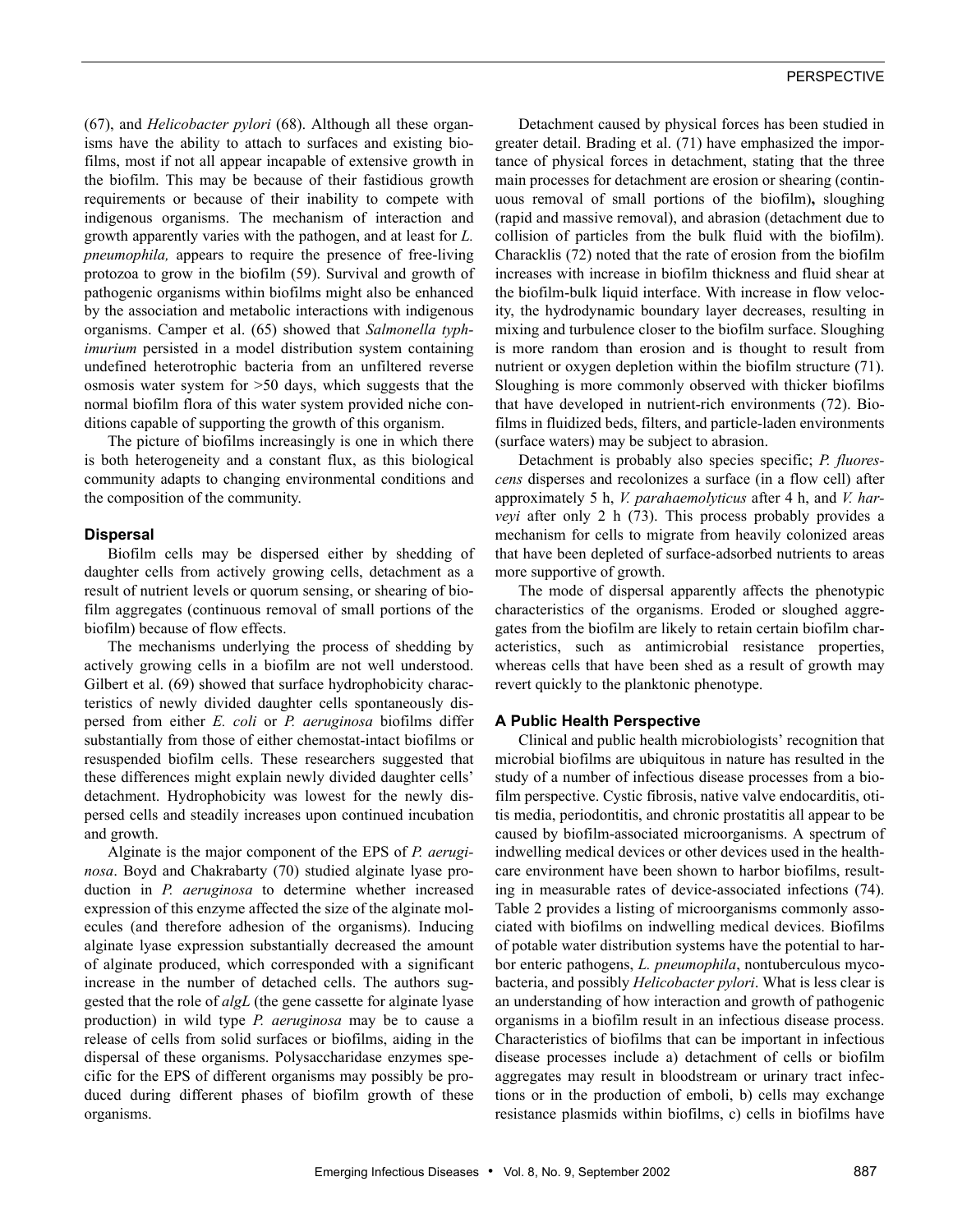(67), and *Helicobacter pylori* (68). Although all these organisms have the ability to attach to surfaces and existing biofilms, most if not all appear incapable of extensive growth in the biofilm. This may be because of their fastidious growth requirements or because of their inability to compete with indigenous organisms. The mechanism of interaction and growth apparently varies with the pathogen, and at least for *L. pneumophila,* appears to require the presence of free-living protozoa to grow in the biofilm (59). Survival and growth of pathogenic organisms within biofilms might also be enhanced by the association and metabolic interactions with indigenous organisms. Camper et al. (65) showed that *Salmonella typhimurium* persisted in a model distribution system containing undefined heterotrophic bacteria from an unfiltered reverse osmosis water system for >50 days, which suggests that the normal biofilm flora of this water system provided niche conditions capable of supporting the growth of this organism.

The picture of biofilms increasingly is one in which there is both heterogeneity and a constant flux, as this biological community adapts to changing environmental conditions and the composition of the community.

### Dispersal

Biofilm cells may be dispersed either by shedding of daughter cells from actively growing cells, detachment as a result of nutrient levels or quorum sensing, or shearing of biofilm aggregates (continuous removal of small portions of the biofilm) because of flow effects.

The mechanisms underlying the process of shedding by actively growing cells in a biofilm are not well understood. Gilbert et al. (69) showed that surface hydrophobicity characteristics of newly divided daughter cells spontaneously dispersed from either *E. coli* or *P. aeruginosa* biofilms differ substantially from those of either chemostat-intact biofilms or resuspended biofilm cells. These researchers suggested that these differences might explain newly divided daughter cells' detachment. Hydrophobicity was lowest for the newly dispersed cells and steadily increases upon continued incubation and growth.

Alginate is the major component of the EPS of *P. aeruginosa*. Boyd and Chakrabarty (70) studied alginate lyase production in *P. aeruginosa* to determine whether increased expression of this enzyme affected the size of the alginate molecules (and therefore adhesion of the organisms). Inducing alginate lyase expression substantially decreased the amount of alginate produced, which corresponded with a significant increase in the number of detached cells. The authors suggested that the role of *algL* (the gene cassette for alginate lyase production) in wild type *P. aeruginosa* may be to cause a release of cells from solid surfaces or biofilms, aiding in the dispersal of these organisms. Polysaccharidase enzymes specific for the EPS of different organisms may possibly be produced during different phases of biofilm growth of these organisms.

Detachment caused by physical forces has been studied in greater detail. Brading et al. (71) have emphasized the importance of physical forces in detachment, stating that the three main processes for detachment are erosion or shearing (continuous removal of small portions of the biofilm)**,** sloughing (rapid and massive removal), and abrasion (detachment due to collision of particles from the bulk fluid with the biofilm). Characklis (72) noted that the rate of erosion from the biofilm increases with increase in biofilm thickness and fluid shear at the biofilm-bulk liquid interface. With increase in flow velocity, the hydrodynamic boundary layer decreases, resulting in mixing and turbulence closer to the biofilm surface. Sloughing is more random than erosion and is thought to result from nutrient or oxygen depletion within the biofilm structure (71). Sloughing is more commonly observed with thicker biofilms that have developed in nutrient-rich environments (72). Biofilms in fluidized beds, filters, and particle-laden environments (surface waters) may be subject to abrasion.

Detachment is probably also species specific; *P. fluorescens* disperses and recolonizes a surface (in a flow cell) after approximately 5 h, *V. parahaemolyticus* after 4 h, and *V. harveyi* after only 2 h (73). This process probably provides a mechanism for cells to migrate from heavily colonized areas that have been depleted of surface-adsorbed nutrients to areas more supportive of growth.

The mode of dispersal apparently affects the phenotypic characteristics of the organisms. Eroded or sloughed aggregates from the biofilm are likely to retain certain biofilm characteristics, such as antimicrobial resistance properties, whereas cells that have been shed as a result of growth may revert quickly to the planktonic phenotype.

### A Public Health Perspective

Clinical and public health microbiologists' recognition that microbial biofilms are ubiquitous in nature has resulted in the study of a number of infectious disease processes from a biofilm perspective. Cystic fibrosis, native valve endocarditis, otitis media, periodontitis, and chronic prostatitis all appear to be caused by biofilm-associated microorganisms. A spectrum of indwelling medical devices or other devices used in the health-care environment have been shown to harbor biofilms, resulting in measurable rates of device-associated infections (74). Table 2 provides a listing of microorganisms commonly associated with biofilms on indwelling medical devices. Biofilms of potable water distribution systems have the potential to harbor enteric pathogens, *L. pneumophila*, nontuberculous mycobacteria, and possibly *Helicobacter pylori*. What is less clear is an understanding of how interaction and growth of pathogenic organisms in a biofilm result in an infectious disease process. Characteristics of biofilms that can be important in infectious disease processes include a) detachment of cells or biofilm aggregates may result in bloodstream or urinary tract infections or in the production of emboli, b) cells may exchange resistance plasmids within biofilms, c) cells in biofilms have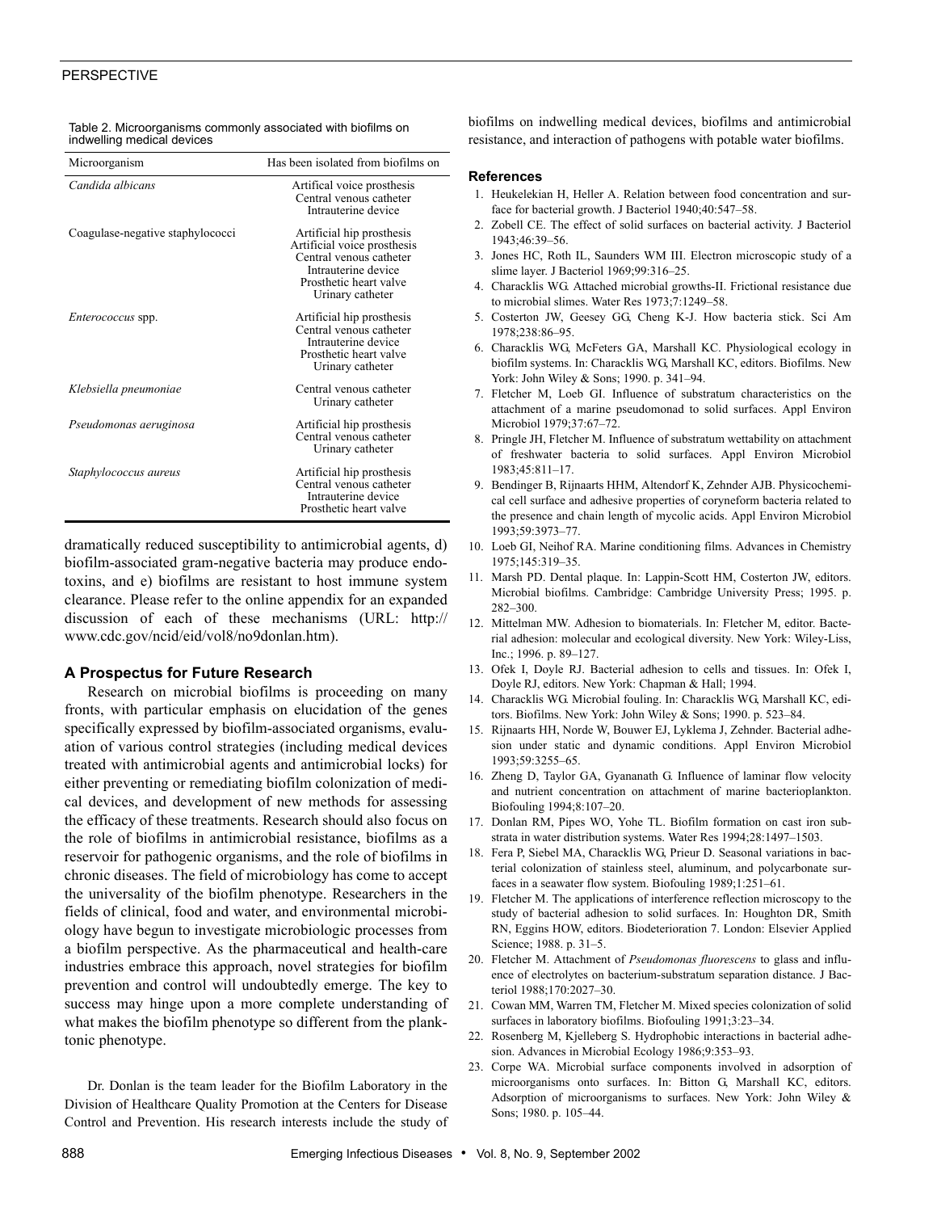Table 2. Microorganisms commonly associated with biofilms on indwelling medical devices

| Microorganism | Has been isolated from biofilms on |
|---|---|
| *Candida albicans* | Artifical voice prosthesis<br>Central venous catheter<br>Intrauterine device |
| Coagulase-negative staphylococci | Artificial hip prosthesis<br>Artificial voice prosthesis<br>Central venous catheter<br>Intrauterine device<br>Prosthetic heart valve<br>Urinary catheter |
| *Enterococcus* spp. | Artificial hip prosthesis<br>Central venous catheter<br>Intrauterine device<br>Prosthetic heart valve<br>Urinary catheter |
| *Klebsiella pneumoniae* | Central venous catheter<br>Urinary catheter |
| *Pseudomonas aeruginosa* | Artificial hip prosthesis<br>Central venous catheter<br>Urinary catheter |
| *Staphylococcus aureus* | Artificial hip prosthesis<br>Central venous catheter<br>Intrauterine device<br>Prosthetic heart valve |

dramatically reduced susceptibility to antimicrobial agents, d) biofilm-associated gram-negative bacteria may produce endotoxins, and e) biofilms are resistant to host immune system clearance. Please refer to the online appendix for an expanded discussion of each of these mechanisms (URL: http://www.cdc.gov/ncid/eid/vol8/no9donlan.htm).

### A Prospectus for Future Research

Research on microbial biofilms is proceeding on many fronts, with particular emphasis on elucidation of the genes specifically expressed by biofilm-associated organisms, evaluation of various control strategies (including medical devices treated with antimicrobial agents and antimicrobial locks) for either preventing or remediating biofilm colonization of medical devices, and development of new methods for assessing the efficacy of these treatments. Research should also focus on the role of biofilms in antimicrobial resistance, biofilms as a reservoir for pathogenic organisms, and the role of biofilms in chronic diseases. The field of microbiology has come to accept the universality of the biofilm phenotype. Researchers in the fields of clinical, food and water, and environmental microbiology have begun to investigate microbiologic processes from a biofilm perspective. As the pharmaceutical and health-care industries embrace this approach, novel strategies for biofilm prevention and control will undoubtedly emerge. The key to success may hinge upon a more complete understanding of what makes the biofilm phenotype so different from the planktonic phenotype.

Dr. Donlan is the team leader for the Biofilm Laboratory in the Division of Healthcare Quality Promotion at the Centers for Disease Control and Prevention. His research interests include the study of biofilms on indwelling medical devices, biofilms and antimicrobial resistance, and interaction of pathogens with potable water biofilms.

### References

1. Heukelekian H, Heller A. Relation between food concentration and surface for bacterial growth. J Bacteriol 1940;40:547–58.
2. Zobell CE. The effect of solid surfaces on bacterial activity. J Bacteriol 1943;46:39–56.
3. Jones HC, Roth IL, Saunders WM III. Electron microscopic study of a slime layer. J Bacteriol 1969;99:316–25.
4. Characklis WG. Attached microbial growths-II. Frictional resistance due to microbial slimes. Water Res 1973;7:1249–58.
5. Costerton JW, Geesey GG, Cheng K-J. How bacteria stick. Sci Am 1978;238:86–95.
6. Characklis WG, McFeters GA, Marshall KC. Physiological ecology in biofilm systems. In: Characklis WG, Marshall KC, editors. Biofilms. New York: John Wiley & Sons; 1990. p. 341–94.
7. Fletcher M, Loeb GI. Influence of substratum characteristics on the attachment of a marine pseudomonad to solid surfaces. Appl Environ Microbiol 1979;37:67–72.
8. Pringle JH, Fletcher M. Influence of substratum wettability on attachment of freshwater bacteria to solid surfaces. Appl Environ Microbiol 1983;45:811–17.
9. Bendinger B, Rijnaarts HHM, Altendorf K, Zehnder AJB. Physicochemical cell surface and adhesive properties of coryneform bacteria related to the presence and chain length of mycolic acids. Appl Environ Microbiol 1993;59:3973–77.
10. Loeb GI, Neihof RA. Marine conditioning films. Advances in Chemistry 1975;145:319–35.
11. Marsh PD. Dental plaque. In: Lappin-Scott HM, Costerton JW, editors. Microbial biofilms. Cambridge: Cambridge University Press; 1995. p. 282–300.
12. Mittelman MW. Adhesion to biomaterials. In: Fletcher M, editor. Bacterial adhesion: molecular and ecological diversity. New York: Wiley-Liss, Inc.; 1996. p. 89–127.
13. Ofek I, Doyle RJ. Bacterial adhesion to cells and tissues. In: Ofek I, Doyle RJ, editors. New York: Chapman & Hall; 1994.
14. Characklis WG. Microbial fouling. In: Characklis WG, Marshall KC, editors. Biofilms. New York: John Wiley & Sons; 1990. p. 523–84.
15. Rijnaarts HH, Norde W, Bouwer EJ, Lyklema J, Zehnder. Bacterial adhesion under static and dynamic conditions. Appl Environ Microbiol 1993;59:3255–65.
16. Zheng D, Taylor GA, Gyananath G. Influence of laminar flow velocity and nutrient concentration on attachment of marine bacterioplankton. Biofouling 1994;8:107–20.
17. Donlan RM, Pipes WO, Yohe TL. Biofilm formation on cast iron substrata in water distribution systems. Water Res 1994;28:1497–1503.
18. Fera P, Siebel MA, Characklis WG, Prieur D. Seasonal variations in bacterial colonization of stainless steel, aluminum, and polycarbonate surfaces in a seawater flow system. Biofouling 1989;1:251–61.
19. Fletcher M. The applications of interference reflection microscopy to the study of bacterial adhesion to solid surfaces. In: Houghton DR, Smith RN, Eggins HOW, editors. Biodeterioration 7. London: Elsevier Applied Science; 1988. p. 31–5.
20. Fletcher M. Attachment of *Pseudomonas fluorescens* to glass and influence of electrolytes on bacterium-substratum separation distance. J Bacteriol 1988;170:2027–30.
21. Cowan MM, Warren TM, Fletcher M. Mixed species colonization of solid surfaces in laboratory biofilms. Biofouling 1991;3:23–34.
22. Rosenberg M, Kjelleberg S. Hydrophobic interactions in bacterial adhesion. Advances in Microbial Ecology 1986;9:353–93.
23. Corpe WA. Microbial surface components involved in adsorption of microorganisms onto surfaces. In: Bitton G, Marshall KC, editors. Adsorption of microorganisms to surfaces. New York: John Wiley & Sons; 1980. p. 105–44.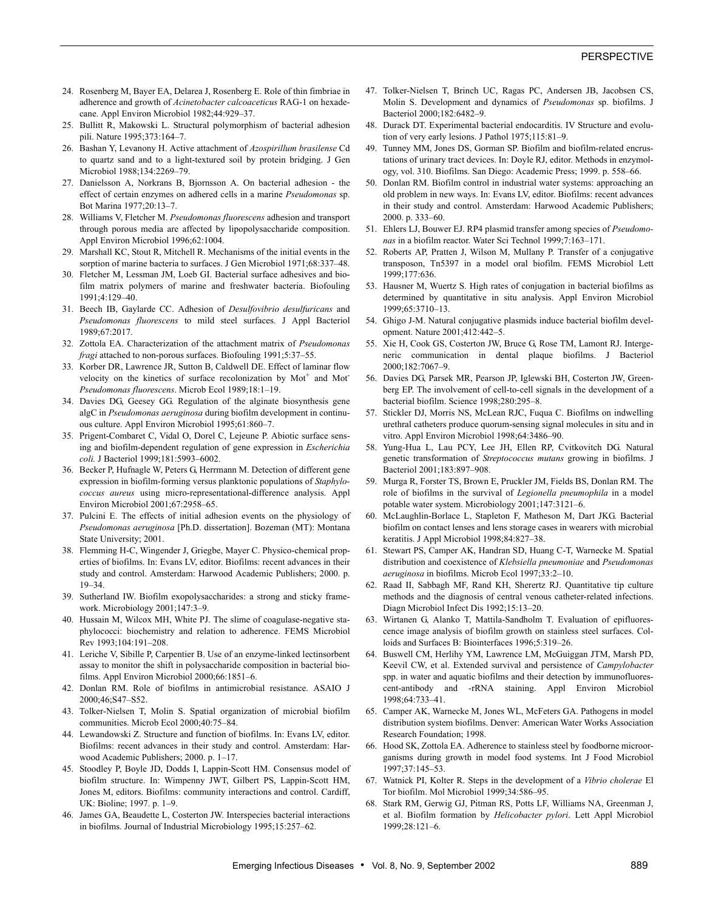24. Rosenberg M, Bayer EA, Delarea J, Rosenberg E. Role of thin fimbriae in adherence and growth of *Acinetobacter calcoaceticus* RAG-1 on hexadecane. Appl Environ Microbiol 1982;44:929–37.
25. Bullitt R, Makowski L. Structural polymorphism of bacterial adhesion pili. Nature 1995;373:164–7.
26. Bashan Y, Levanony H. Active attachment of *Azospirillum brasilense* Cd to quartz sand and to a light-textured soil by protein bridging. J Gen Microbiol 1988;134:2269–79.
27. Danielsson A, Norkrans B, Bjornsson A. On bacterial adhesion - the effect of certain enzymes on adhered cells in a marine *Pseudomonas* sp. Bot Marina 1977;20:13–7.
28. Williams V, Fletcher M. *Pseudomonas fluorescens* adhesion and transport through porous media are affected by lipopolysaccharide composition. Appl Environ Microbiol 1996;62:1004.
29. Marshall KC, Stout R, Mitchell R. Mechanisms of the initial events in the sorption of marine bacteria to surfaces. J Gen Microbiol 1971;68:337–48.
30. Fletcher M, Lessman JM, Loeb GI. Bacterial surface adhesives and biofilm matrix polymers of marine and freshwater bacteria. Biofouling 1991;4:129–40.
31. Beech IB, Gaylarde CC. Adhesion of *Desulfovibrio desulfuricans* and *Pseudomonas fluorescens* to mild steel surfaces. J Appl Bacteriol 1989;67:2017.
32. Zottola EA. Characterization of the attachment matrix of *Pseudomonas fragi* attached to non-porous surfaces. Biofouling 1991;5:37–55.
33. Korber DR, Lawrence JR, Sutton B, Caldwell DE. Effect of laminar flow velocity on the kinetics of surface recolonization by Mot$^{+}$ and Mot$^{-}$ *Pseudomonas fluorescens*. Microb Ecol 1989;18:1–19.
34. Davies DG, Geesey GG. Regulation of the alginate biosynthesis gene algC in *Pseudomonas aeruginosa* during biofilm development in continuous culture. Appl Environ Microbiol 1995;61:860–7.
35. Prigent-Combaret C, Vidal O, Dorel C, Lejeune P. Abiotic surface sensing and biofilm-dependent regulation of gene expression in *Escherichia coli.* J Bacteriol 1999;181:5993–6002.
36. Becker P, Hufnagle W, Peters G, Herrmann M. Detection of different gene expression in biofilm-forming versus planktonic populations of *Staphylococcus aureus* using micro-representational-difference analysis. Appl Environ Microbiol 2001;67:2958–65.
37. Pulcini E. The effects of initial adhesion events on the physiology of *Pseudomonas aeruginosa* [Ph.D. dissertation]. Bozeman (MT): Montana State University; 2001.
38. Flemming H-C, Wingender J, Griegbe, Mayer C. Physico-chemical properties of biofilms. In: Evans LV, editor. Biofilms: recent advances in their study and control. Amsterdam: Harwood Academic Publishers; 2000. p. 19–34.
39. Sutherland IW. Biofilm exopolysaccharides: a strong and sticky framework. Microbiology 2001;147:3–9.
40. Hussain M, Wilcox MH, White PJ. The slime of coagulase-negative staphylococci: biochemistry and relation to adherence. FEMS Microbiol Rev 1993;104:191–208.
41. Leriche V, Sibille P, Carpentier B. Use of an enzyme-linked lectinsorbent assay to monitor the shift in polysaccharide composition in bacterial biofilms. Appl Environ Microbiol 2000;66:1851–6.
42. Donlan RM. Role of biofilms in antimicrobial resistance. ASAIO J 2000;46:S47–S52.
43. Tolker-Nielsen T, Molin S. Spatial organization of microbial biofilm communities. Microb Ecol 2000;40:75–84.
44. Lewandowski Z. Structure and function of biofilms. In: Evans LV, editor. Biofilms: recent advances in their study and control. Amsterdam: Harwood Academic Publishers; 2000. p. 1–17.
45. Stoodley P, Boyle JD, Dodds I, Lappin-Scott HM. Consensus model of biofilm structure. In: Wimpenny JWT, Gilbert PS, Lappin-Scott HM, Jones M, editors. Biofilms: community interactions and control. Cardiff, UK: Bioline; 1997. p. 1–9.
46. James GA, Beaudette L, Costerton JW. Interspecies bacterial interactions in biofilms. Journal of Industrial Microbiology 1995;15:257–62.
47. Tolker-Nielsen T, Brinch UC, Ragas PC, Andersen JB, Jacobsen CS, Molin S. Development and dynamics of *Pseudomonas* sp. biofilms. J Bacteriol 2000;182:6482–9.
48. Durack DT. Experimental bacterial endocarditis. IV Structure and evolution of very early lesions. J Pathol 1975;115:81–9.
49. Tunney MM, Jones DS, Gorman SP. Biofilm and biofilm-related encrustations of urinary tract devices. In: Doyle RJ, editor. Methods in enzymology, vol. 310. Biofilms. San Diego: Academic Press; 1999. p. 558–66.
50. Donlan RM. Biofilm control in industrial water systems: approaching an old problem in new ways. In: Evans LV, editor. Biofilms: recent advances in their study and control. Amsterdam: Harwood Academic Publishers; 2000. p. 333–60.
51. Ehlers LJ, Bouwer EJ. RP4 plasmid transfer among species of *Pseudomonas* in a biofilm reactor. Water Sci Technol 1999;7:163–171.
52. Roberts AP, Pratten J, Wilson M, Mullany P. Transfer of a conjugative transposon, Tn5397 in a model oral biofilm. FEMS Microbiol Lett 1999;177:636.
53. Hausner M, Wuertz S. High rates of conjugation in bacterial biofilms as determined by quantitative in situ analysis. Appl Environ Microbiol 1999;65:3710–13.
54. Ghigo J-M. Natural conjugative plasmids induce bacterial biofilm development. Nature 2001;412:442–5.
55. Xie H, Cook GS, Costerton JW, Bruce G, Rose TM, Lamont RJ. Intergeneric communication in dental plaque biofilms. J Bacteriol 2000;182:7067–9.
56. Davies DG, Parsek MR, Pearson JP, Iglewski BH, Costerton JW, Greenberg EP. The involvement of cell-to-cell signals in the development of a bacterial biofilm. Science 1998;280:295–8.
57. Stickler DJ, Morris NS, McLean RJC, Fuqua C. Biofilms on indwelling urethral catheters produce quorum-sensing signal molecules in situ and in vitro. Appl Environ Microbiol 1998;64:3486–90.
58. Yung-Hua L, Lau PCY, Lee JH, Ellen RP, Cvitkovitch DG. Natural genetic transformation of *Streptococcus mutans* growing in biofilms. J Bacteriol 2001;183:897–908.
59. Murga R, Forster TS, Brown E, Pruckler JM, Fields BS, Donlan RM. The role of biofilms in the survival of *Legionella pneumophila* in a model potable water system. Microbiology 2001;147:3121–6.
60. McLaughlin-Borlace L, Stapleton F, Matheson M, Dart JKG. Bacterial biofilm on contact lenses and lens storage cases in wearers with microbial keratitis. J Appl Microbiol 1998;84:827–38.
61. Stewart PS, Camper AK, Handran SD, Huang C-T, Warnecke M. Spatial distribution and coexistence of *Klebsiella pneumoniae* and *Pseudomonas aeruginosa* in biofilms. Microb Ecol 1997;33:2–10.
62. Raad II, Sabbagh MF, Rand KH, Sherertz RJ. Quantitative tip culture methods and the diagnosis of central venous catheter-related infections. Diagn Microbiol Infect Dis 1992;15:13–20.
63. Wirtanen G, Alanko T, Mattila-Sandholm T. Evaluation of epifluorescence image analysis of biofilm growth on stainless steel surfaces. Colloids and Surfaces B: Biointerfaces 1996;5:319–26.
64. Buswell CM, Herlihy YM, Lawrence LM, McGuiggan JTM, Marsh PD, Keevil CW, et al. Extended survival and persistence of *Campylobacter* spp. in water and aquatic biofilms and their detection by immunofluorescent-antibody and -rRNA staining. Appl Environ Microbiol 1998;64:733–41.
65. Camper AK, Warnecke M, Jones WL, McFeters GA. Pathogens in model distribution system biofilms. Denver: American Water Works Association Research Foundation; 1998.
66. Hood SK, Zottola EA. Adherence to stainless steel by foodborne microorganisms during growth in model food systems. Int J Food Microbiol 1997;37:145–53.
67. Watnick PI, Kolter R. Steps in the development of a *Vibrio cholerae* El Tor biofilm. Mol Microbiol 1999;34:586–95.
68. Stark RM, Gerwig GJ, Pitman RS, Potts LF, Williams NA, Greenman J, et al. Biofilm formation by *Helicobacter pylori*. Lett Appl Microbiol 1999;28:121–6.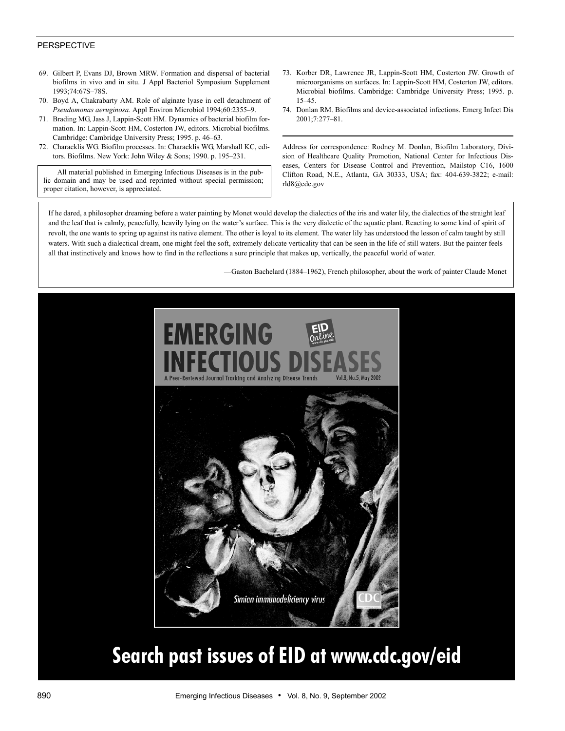69. Gilbert P, Evans DJ, Brown MRW. Formation and dispersal of bacterial biofilms in vivo and in situ. J Appl Bacteriol Symposium Supplement 1993;74:67S–78S.
70. Boyd A, Chakrabarty AM. Role of alginate lyase in cell detachment of *Pseudomonas aeruginosa*. Appl Environ Microbiol 1994;60:2355–9.
71. Brading MG, Jass J, Lappin-Scott HM. Dynamics of bacterial biofilm formation. In: Lappin-Scott HM, Costerton JW, editors. Microbial biofilms. Cambridge: Cambridge University Press; 1995. p. 46–63.
72. Characklis WG. Biofilm processes. In: Characklis WG, Marshall KC, editors. Biofilms. New York: John Wiley & Sons; 1990. p. 195–231.
73. Korber DR, Lawrence JR, Lappin-Scott HM, Costerton JW. Growth of microorganisms on surfaces. In: Lappin-Scott HM, Costerton JW, editors. Microbial biofilms. Cambridge: Cambridge University Press; 1995. p. 15–45.
74. Donlan RM. Biofilms and device-associated infections. Emerg Infect Dis 2001;7:277–81.

All material published in Emerging Infectious Diseases is in the public domain and may be used and reprinted without special permission; proper citation, however, is appreciated.

Address for correspondence: Rodney M. Donlan, Biofilm Laboratory, Division of Healthcare Quality Promotion, National Center for Infectious Diseases, Centers for Disease Control and Prevention, Mailstop C16, 1600 Clifton Road, N.E., Atlanta, GA 30333, USA; fax: 404-639-3822; e-mail: rld8@cdc.gov

If he dared, a philosopher dreaming before a water painting by Monet would develop the dialectics of the iris and water lily, the dialectics of the straight leaf and the leaf that is calmly, peacefully, heavily lying on the water's surface. This is the very dialectic of the aquatic plant. Reacting to some kind of spirit of revolt, the one wants to spring up against its native element. The other is loyal to its element. The water lily has understood the lesson of calm taught by still waters. With such a dialectical dream, one might feel the soft, extremely delicate verticality that can be seen in the life of still waters. But the painter feels all that instinctively and knows how to find in the reflections a sure principle that makes up, vertically, the peaceful world of water.

—Gaston Bachelard (1884–1962), French philosopher, about the work of painter Claude Monet

EMERGING INFECTIOUS DISEASES

EID Online www.cdc.gov/eid

A Peer-Reviewed Journal Tracking and Analyzing Disease Trends Vol.8, No.5, May 2002

Simian immunodeficiency virus

CDC

**Search past issues of EID at www.cdc.gov/eid**